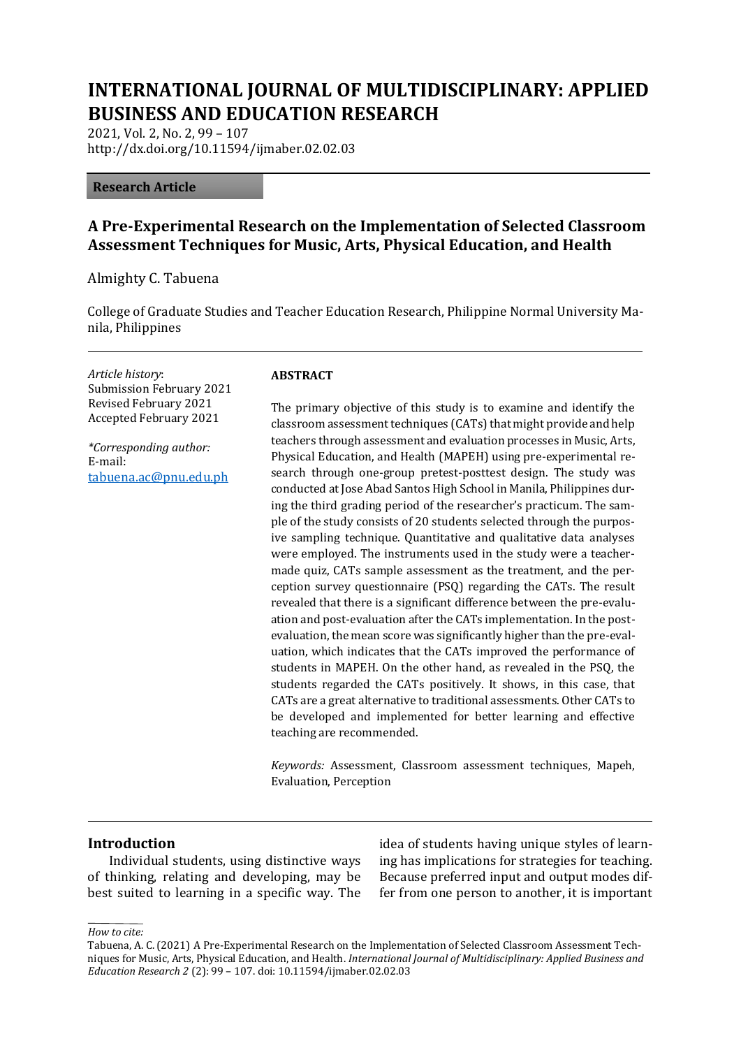# INTERNATIONAL JOURNAL OF MULTIDISCIPLINARY: APPLIED BUSINESS AND EDUCATION RESEARCH

2021, Vol. 2, No. 2, 99 – 107
http://dx.doi.org/10.11594/ijmaber.02.02.03

**Research Article**

## A Pre-Experimental Research on the Implementation of Selected Classroom Assessment Techniques for Music, Arts, Physical Education, and Health

Almighty C. Tabuena

College of Graduate Studies and Teacher Education Research, Philippine Normal University Manila, Philippines

*Article history*:
Submission February 2021
Revised February 2021
Accepted February 2021

*\*Corresponding author:*
E-mail:
tabuena.ac@pnu.edu.ph

**ABSTRACT**

The primary objective of this study is to examine and identify the classroom assessment techniques (CATs) that might provide and help teachers through assessment and evaluation processes in Music, Arts, Physical Education, and Health (MAPEH) using pre-experimental research through one-group pretest-posttest design. The study was conducted at Jose Abad Santos High School in Manila, Philippines during the third grading period of the researcher's practicum. The sample of the study consists of 20 students selected through the purposive sampling technique. Quantitative and qualitative data analyses were employed. The instruments used in the study were a teacher-made quiz, CATs sample assessment as the treatment, and the perception survey questionnaire (PSQ) regarding the CATs. The result revealed that there is a significant difference between the pre-evaluation and post-evaluation after the CATs implementation. In the post-evaluation, the mean score was significantly higher than the pre-evaluation, which indicates that the CATs improved the performance of students in MAPEH. On the other hand, as revealed in the PSQ, the students regarded the CATs positively. It shows, in this case, that CATs are a great alternative to traditional assessments. Other CATs to be developed and implemented for better learning and effective teaching are recommended.

*Keywords:* Assessment, Classroom assessment techniques, Mapeh, Evaluation, Perception

### Introduction

Individual students, using distinctive ways of thinking, relating and developing, may be best suited to learning in a specific way. The idea of students having unique styles of learning has implications for strategies for teaching. Because preferred input and output modes differ from one person to another, it is important

*How to cite:*
Tabuena, A. C. (2021) A Pre-Experimental Research on the Implementation of Selected Classroom Assessment Techniques for Music, Arts, Physical Education, and Health. *International Journal of Multidisciplinary: Applied Business and Education Research 2* (2): 99 – 107. doi: 10.11594/ijmaber.02.02.03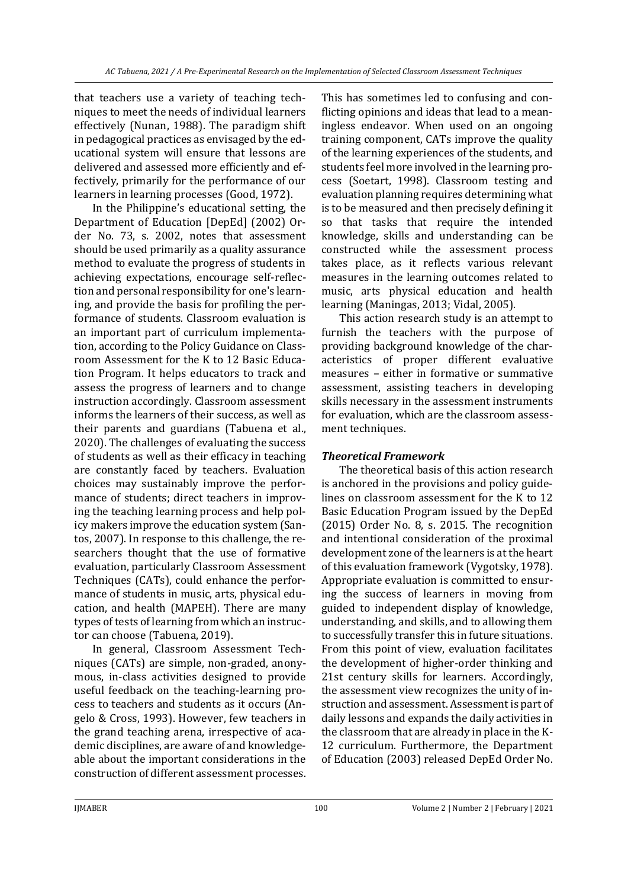that teachers use a variety of teaching techniques to meet the needs of individual learners effectively (Nunan, 1988). The paradigm shift in pedagogical practices as envisaged by the educational system will ensure that lessons are delivered and assessed more efficiently and effectively, primarily for the performance of our learners in learning processes (Good, 1972).

In the Philippine's educational setting, the Department of Education [DepEd] (2002) Order No. 73, s. 2002, notes that assessment should be used primarily as a quality assurance method to evaluate the progress of students in achieving expectations, encourage self-reflection and personal responsibility for one's learning, and provide the basis for profiling the performance of students. Classroom evaluation is an important part of curriculum implementation, according to the Policy Guidance on Classroom Assessment for the K to 12 Basic Education Program. It helps educators to track and assess the progress of learners and to change instruction accordingly. Classroom assessment informs the learners of their success, as well as their parents and guardians (Tabuena et al., 2020). The challenges of evaluating the success of students as well as their efficacy in teaching are constantly faced by teachers. Evaluation choices may sustainably improve the performance of students; direct teachers in improving the teaching learning process and help policy makers improve the education system (Santos, 2007). In response to this challenge, the researchers thought that the use of formative evaluation, particularly Classroom Assessment Techniques (CATs), could enhance the performance of students in music, arts, physical education, and health (MAPEH). There are many types of tests of learning from which an instructor can choose (Tabuena, 2019).

In general, Classroom Assessment Techniques (CATs) are simple, non-graded, anonymous, in-class activities designed to provide useful feedback on the teaching-learning process to teachers and students as it occurs (Angelo & Cross, 1993). However, few teachers in the grand teaching arena, irrespective of academic disciplines, are aware of and knowledgeable about the important considerations in the construction of different assessment processes. This has sometimes led to confusing and conflicting opinions and ideas that lead to a meaningless endeavor. When used on an ongoing training component, CATs improve the quality of the learning experiences of the students, and students feel more involved in the learning process (Soetart, 1998). Classroom testing and evaluation planning requires determining what is to be measured and then precisely defining it so that tasks that require the intended knowledge, skills and understanding can be constructed while the assessment process takes place, as it reflects various relevant measures in the learning outcomes related to music, arts physical education and health learning (Maningas, 2013; Vidal, 2005).

This action research study is an attempt to furnish the teachers with the purpose of providing background knowledge of the characteristics of proper different evaluative measures – either in formative or summative assessment, assisting teachers in developing skills necessary in the assessment instruments for evaluation, which are the classroom assessment techniques.

### *Theoretical Framework*

The theoretical basis of this action research is anchored in the provisions and policy guidelines on classroom assessment for the K to 12 Basic Education Program issued by the DepEd (2015) Order No. 8, s. 2015. The recognition and intentional consideration of the proximal development zone of the learners is at the heart of this evaluation framework (Vygotsky, 1978). Appropriate evaluation is committed to ensuring the success of learners in moving from guided to independent display of knowledge, understanding, and skills, and to allowing them to successfully transfer this in future situations. From this point of view, evaluation facilitates the development of higher-order thinking and 21st century skills for learners. Accordingly, the assessment view recognizes the unity of instruction and assessment. Assessment is part of daily lessons and expands the daily activities in the classroom that are already in place in the K-12 curriculum. Furthermore, the Department of Education (2003) released DepEd Order No.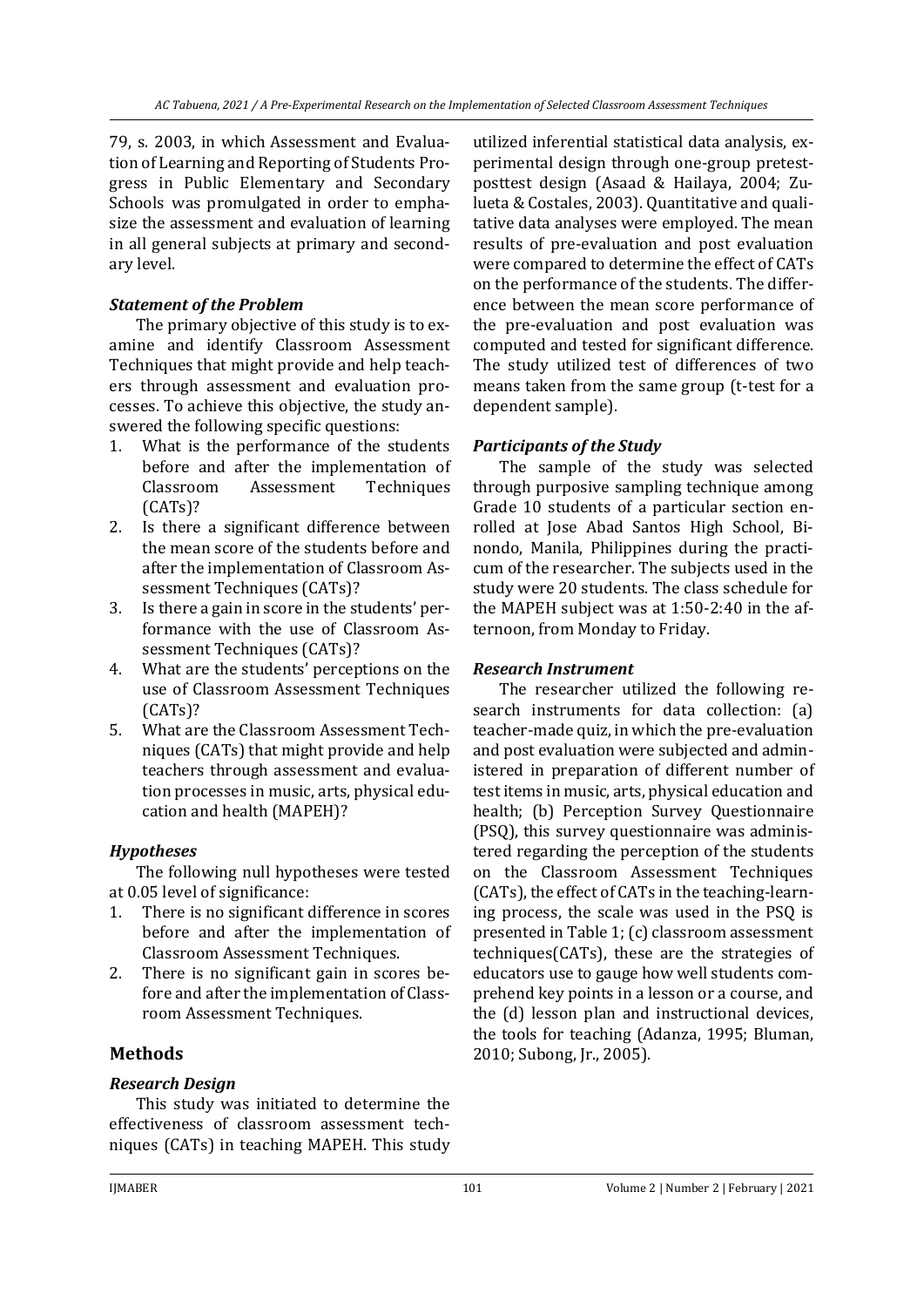79, s. 2003, in which Assessment and Evaluation of Learning and Reporting of Students Progress in Public Elementary and Secondary Schools was promulgated in order to emphasize the assessment and evaluation of learning in all general subjects at primary and secondary level.

### *Statement of the Problem*

The primary objective of this study is to examine and identify Classroom Assessment Techniques that might provide and help teachers through assessment and evaluation processes. To achieve this objective, the study answered the following specific questions:

1. What is the performance of the students before and after the implementation of Classroom Assessment Techniques (CATs)?
2. Is there a significant difference between the mean score of the students before and after the implementation of Classroom Assessment Techniques (CATs)?
3. Is there a gain in score in the students' performance with the use of Classroom Assessment Techniques (CATs)?
4. What are the students' perceptions on the use of Classroom Assessment Techniques (CATs)?
5. What are the Classroom Assessment Techniques (CATs) that might provide and help teachers through assessment and evaluation processes in music, arts, physical education and health (MAPEH)?

### *Hypotheses*

The following null hypotheses were tested at 0.05 level of significance:

1. There is no significant difference in scores before and after the implementation of Classroom Assessment Techniques.
2. There is no significant gain in scores before and after the implementation of Classroom Assessment Techniques.

## Methods

### *Research Design*

This study was initiated to determine the effectiveness of classroom assessment techniques (CATs) in teaching MAPEH. This study utilized inferential statistical data analysis, experimental design through one-group pretest-posttest design (Asaad & Hailaya, 2004; Zulueta & Costales, 2003). Quantitative and qualitative data analyses were employed. The mean results of pre-evaluation and post evaluation were compared to determine the effect of CATs on the performance of the students. The difference between the mean score performance of the pre-evaluation and post evaluation was computed and tested for significant difference. The study utilized test of differences of two means taken from the same group (t-test for a dependent sample).

### *Participants of the Study*

The sample of the study was selected through purposive sampling technique among Grade 10 students of a particular section enrolled at Jose Abad Santos High School, Binondo, Manila, Philippines during the practicum of the researcher. The subjects used in the study were 20 students. The class schedule for the MAPEH subject was at 1:50-2:40 in the afternoon, from Monday to Friday.

### *Research Instrument*

The researcher utilized the following research instruments for data collection: (a) teacher-made quiz, in which the pre-evaluation and post evaluation were subjected and administered in preparation of different number of test items in music, arts, physical education and health; (b) Perception Survey Questionnaire (PSQ), this survey questionnaire was administered regarding the perception of the students on the Classroom Assessment Techniques (CATs), the effect of CATs in the teaching-learning process, the scale was used in the PSQ is presented in Table 1; (c) classroom assessment techniques(CATs), these are the strategies of educators use to gauge how well students comprehend key points in a lesson or a course, and the (d) lesson plan and instructional devices, the tools for teaching (Adanza, 1995; Bluman, 2010; Subong, Jr., 2005).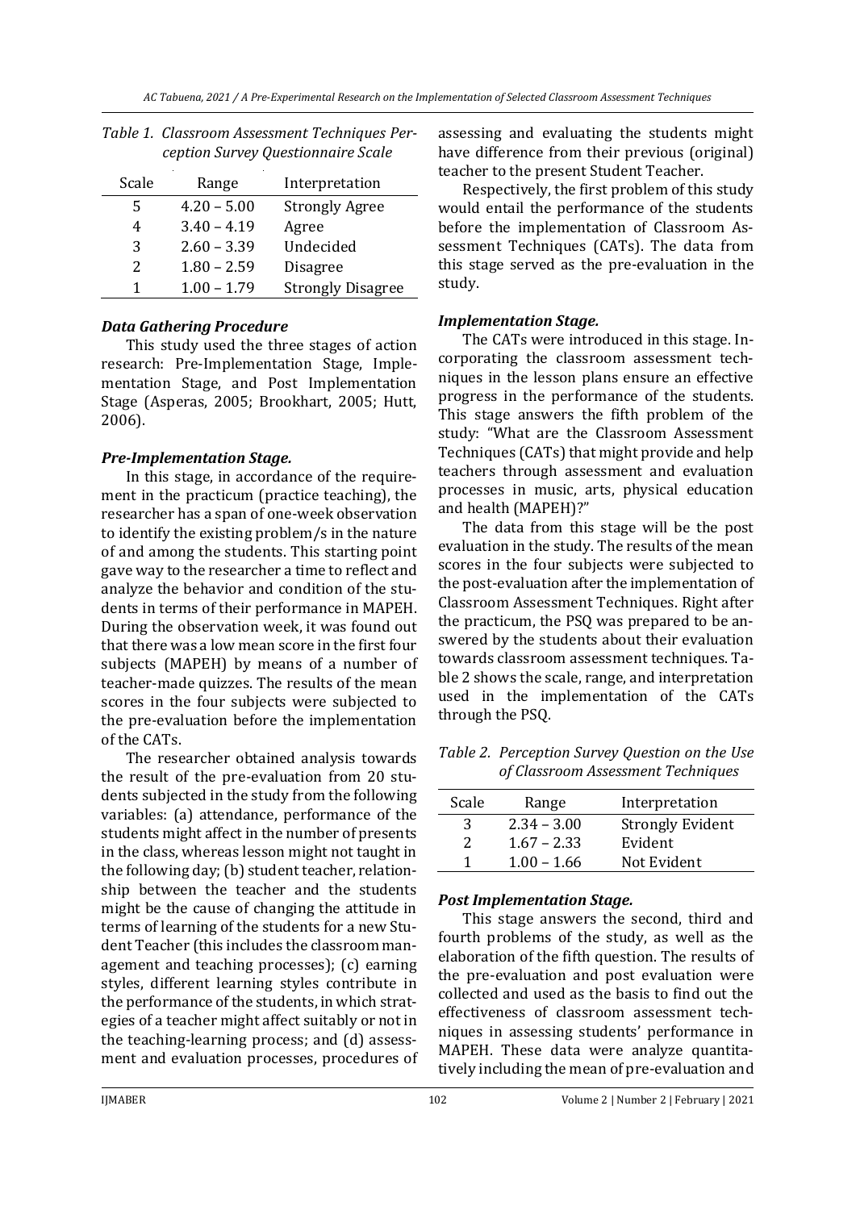*Table 1. Classroom Assessment Techniques Perception Survey Questionnaire Scale*

| Scale | Range | Interpretation |
|---|---|---|
| 5 | 4.20 – 5.00 | Strongly Agree |
| 4 | 3.40 – 4.19 | Agree |
| 3 | 2.60 – 3.39 | Undecided |
| 2 | 1.80 – 2.59 | Disagree |
| 1 | 1.00 – 1.79 | Strongly Disagree |

### *Data Gathering Procedure*

This study used the three stages of action research: Pre-Implementation Stage, Implementation Stage, and Post Implementation Stage (Asperas, 2005; Brookhart, 2005; Hutt, 2006).

### *Pre-Implementation Stage.*

In this stage, in accordance of the requirement in the practicum (practice teaching), the researcher has a span of one-week observation to identify the existing problem/s in the nature of and among the students. This starting point gave way to the researcher a time to reflect and analyze the behavior and condition of the students in terms of their performance in MAPEH. During the observation week, it was found out that there was a low mean score in the first four subjects (MAPEH) by means of a number of teacher-made quizzes. The results of the mean scores in the four subjects were subjected to the pre-evaluation before the implementation of the CATs.

The researcher obtained analysis towards the result of the pre-evaluation from 20 students subjected in the study from the following variables: (a) attendance, performance of the students might affect in the number of presents in the class, whereas lesson might not taught in the following day; (b) student teacher, relationship between the teacher and the students might be the cause of changing the attitude in terms of learning of the students for a new Student Teacher (this includes the classroom management and teaching processes); (c) earning styles, different learning styles contribute in the performance of the students, in which strategies of a teacher might affect suitably or not in the teaching-learning process; and (d) assessment and evaluation processes, procedures of assessing and evaluating the students might have difference from their previous (original) teacher to the present Student Teacher.

Respectively, the first problem of this study would entail the performance of the students before the implementation of Classroom Assessment Techniques (CATs). The data from this stage served as the pre-evaluation in the study.

### *Implementation Stage.*

The CATs were introduced in this stage. Incorporating the classroom assessment techniques in the lesson plans ensure an effective progress in the performance of the students. This stage answers the fifth problem of the study: "What are the Classroom Assessment Techniques (CATs) that might provide and help teachers through assessment and evaluation processes in music, arts, physical education and health (MAPEH)?"

The data from this stage will be the post evaluation in the study. The results of the mean scores in the four subjects were subjected to the post-evaluation after the implementation of Classroom Assessment Techniques. Right after the practicum, the PSQ was prepared to be answered by the students about their evaluation towards classroom assessment techniques. Table 2 shows the scale, range, and interpretation used in the implementation of the CATs through the PSQ.

*Table 2. Perception Survey Question on the Use of Classroom Assessment Techniques*

| Scale | Range | Interpretation |
|---|---|---|
| 3 | 2.34 – 3.00 | Strongly Evident |
| 2 | 1.67 – 2.33 | Evident |
| 1 | 1.00 – 1.66 | Not Evident |

### *Post Implementation Stage.*

This stage answers the second, third and fourth problems of the study, as well as the elaboration of the fifth question. The results of the pre-evaluation and post evaluation were collected and used as the basis to find out the effectiveness of classroom assessment techniques in assessing students' performance in MAPEH. These data were analyze quantitatively including the mean of pre-evaluation and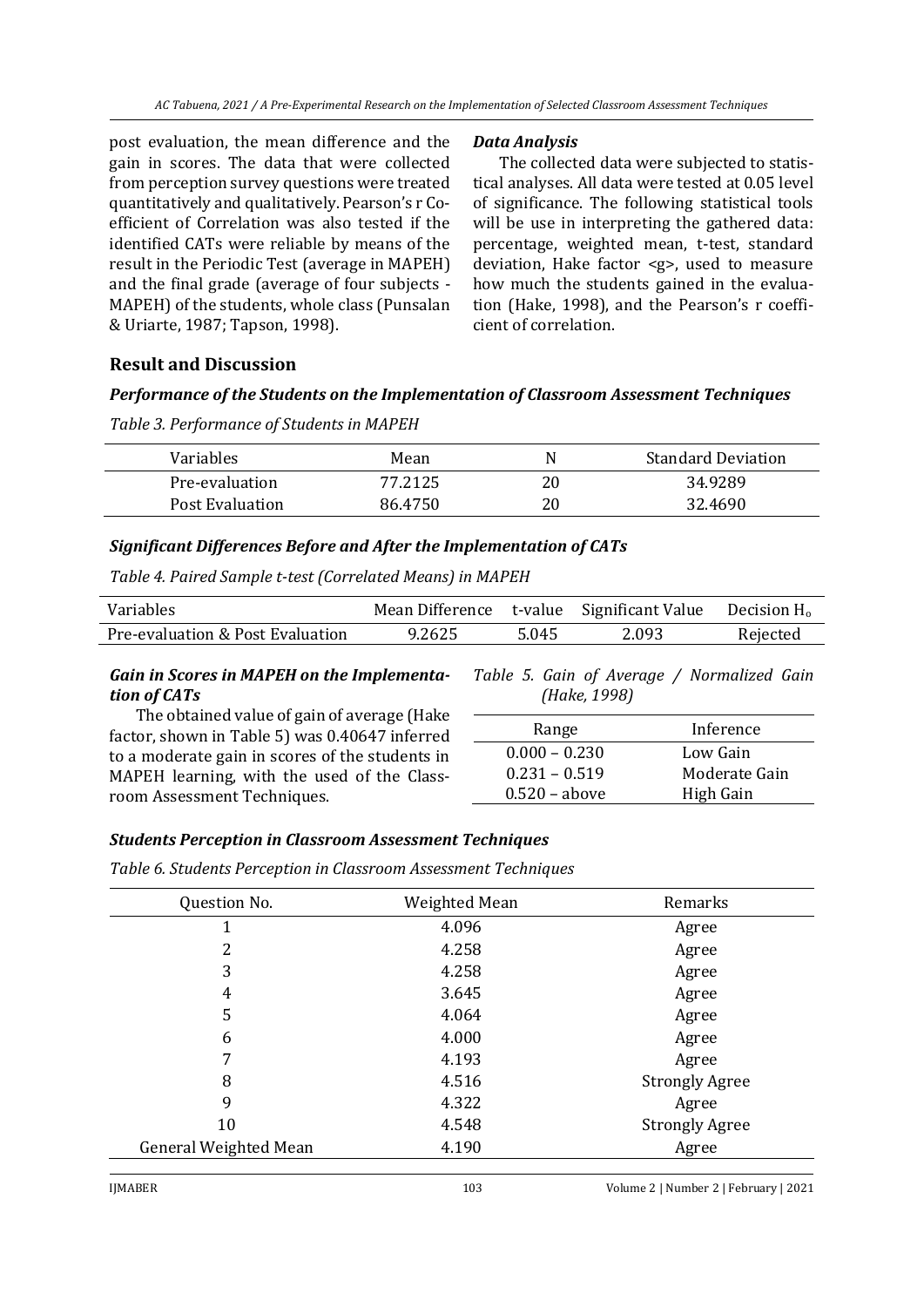post evaluation, the mean difference and the gain in scores. The data that were collected from perception survey questions were treated quantitatively and qualitatively. Pearson's r Coefficient of Correlation was also tested if the identified CATs were reliable by means of the result in the Periodic Test (average in MAPEH) and the final grade (average of four subjects - MAPEH) of the students, whole class (Punsalan & Uriarte, 1987; Tapson, 1998).

### *Data Analysis*

The collected data were subjected to statistical analyses. All data were tested at 0.05 level of significance. The following statistical tools will be use in interpreting the gathered data: percentage, weighted mean, t-test, standard deviation, Hake factor <g>, used to measure how much the students gained in the evaluation (Hake, 1998), and the Pearson's r coefficient of correlation.

## Result and Discussion

### *Performance of the Students on the Implementation of Classroom Assessment Techniques*

*Table 3. Performance of Students in MAPEH*

| Variables | Mean | N | Standard Deviation |
|---|---|---|---|
| Pre-evaluation | 77.2125 | 20 | 34.9289 |
| Post Evaluation | 86.4750 | 20 | 32.4690 |

### *Significant Differences Before and After the Implementation of CATs*

*Table 4. Paired Sample t-test (Correlated Means) in MAPEH*

| Variables | Mean Difference | t-value | Significant Value | Decision $H_o$ |
|---|---|---|---|---|
| Pre-evaluation & Post Evaluation | 9.2625 | 5.045 | 2.093 | Rejected |

### *Gain in Scores in MAPEH on the Implementation of CATs*

The obtained value of gain of average (Hake factor, shown in Table 5) was 0.40647 inferred to a moderate gain in scores of the students in MAPEH learning, with the used of the Classroom Assessment Techniques.

*Table 5. Gain of Average / Normalized Gain (Hake, 1998)*

| Range | Inference |
|---|---|
| 0.000 – 0.230 | Low Gain |
| 0.231 – 0.519 | Moderate Gain |
| 0.520 – above | High Gain |

### *Students Perception in Classroom Assessment Techniques*

*Table 6. Students Perception in Classroom Assessment Techniques*

| Question No. | Weighted Mean | Remarks |
|---|---|---|
| 1 | 4.096 | Agree |
| 2 | 4.258 | Agree |
| 3 | 4.258 | Agree |
| 4 | 3.645 | Agree |
| 5 | 4.064 | Agree |
| 6 | 4.000 | Agree |
| 7 | 4.193 | Agree |
| 8 | 4.516 | Strongly Agree |
| 9 | 4.322 | Agree |
| 10 | 4.548 | Strongly Agree |
| General Weighted Mean | 4.190 | Agree |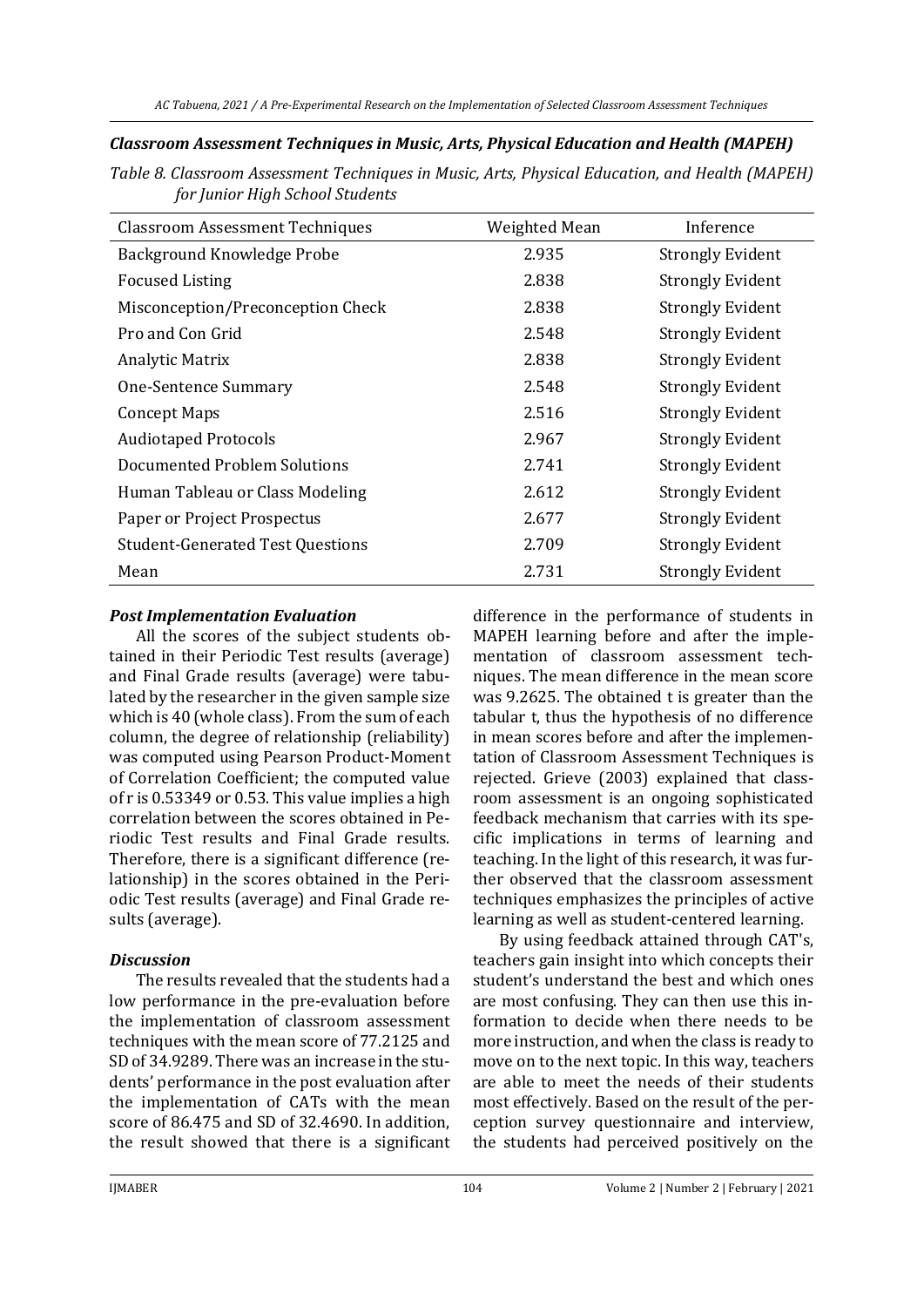### *Classroom Assessment Techniques in Music, Arts, Physical Education and Health (MAPEH)*

*Table 8. Classroom Assessment Techniques in Music, Arts, Physical Education, and Health (MAPEH) for Junior High School Students*

| Classroom Assessment Techniques | Weighted Mean | Inference |
|---|---|---|
| Background Knowledge Probe | 2.935 | Strongly Evident |
| Focused Listing | 2.838 | Strongly Evident |
| Misconception/Preconception Check | 2.838 | Strongly Evident |
| Pro and Con Grid | 2.548 | Strongly Evident |
| Analytic Matrix | 2.838 | Strongly Evident |
| One-Sentence Summary | 2.548 | Strongly Evident |
| Concept Maps | 2.516 | Strongly Evident |
| Audiotaped Protocols | 2.967 | Strongly Evident |
| Documented Problem Solutions | 2.741 | Strongly Evident |
| Human Tableau or Class Modeling | 2.612 | Strongly Evident |
| Paper or Project Prospectus | 2.677 | Strongly Evident |
| Student-Generated Test Questions | 2.709 | Strongly Evident |
| Mean | 2.731 | Strongly Evident |

### *Post Implementation Evaluation*

All the scores of the subject students obtained in their Periodic Test results (average) and Final Grade results (average) were tabulated by the researcher in the given sample size which is 40 (whole class). From the sum of each column, the degree of relationship (reliability) was computed using Pearson Product-Moment of Correlation Coefficient; the computed value of r is 0.53349 or 0.53. This value implies a high correlation between the scores obtained in Periodic Test results and Final Grade results. Therefore, there is a significant difference (relationship) in the scores obtained in the Periodic Test results (average) and Final Grade results (average).

### *Discussion*

The results revealed that the students had a low performance in the pre-evaluation before the implementation of classroom assessment techniques with the mean score of 77.2125 and SD of 34.9289. There was an increase in the students' performance in the post evaluation after the implementation of CATs with the mean score of 86.475 and SD of 32.4690. In addition, the result showed that there is a significant difference in the performance of students in MAPEH learning before and after the implementation of classroom assessment techniques. The mean difference in the mean score was 9.2625. The obtained t is greater than the tabular t, thus the hypothesis of no difference in mean scores before and after the implementation of Classroom Assessment Techniques is rejected. Grieve (2003) explained that classroom assessment is an ongoing sophisticated feedback mechanism that carries with its specific implications in terms of learning and teaching. In the light of this research, it was further observed that the classroom assessment techniques emphasizes the principles of active learning as well as student-centered learning.

By using feedback attained through CAT's, teachers gain insight into which concepts their student's understand the best and which ones are most confusing. They can then use this information to decide when there needs to be more instruction, and when the class is ready to move on to the next topic. In this way, teachers are able to meet the needs of their students most effectively. Based on the result of the perception survey questionnaire and interview, the students had perceived positively on the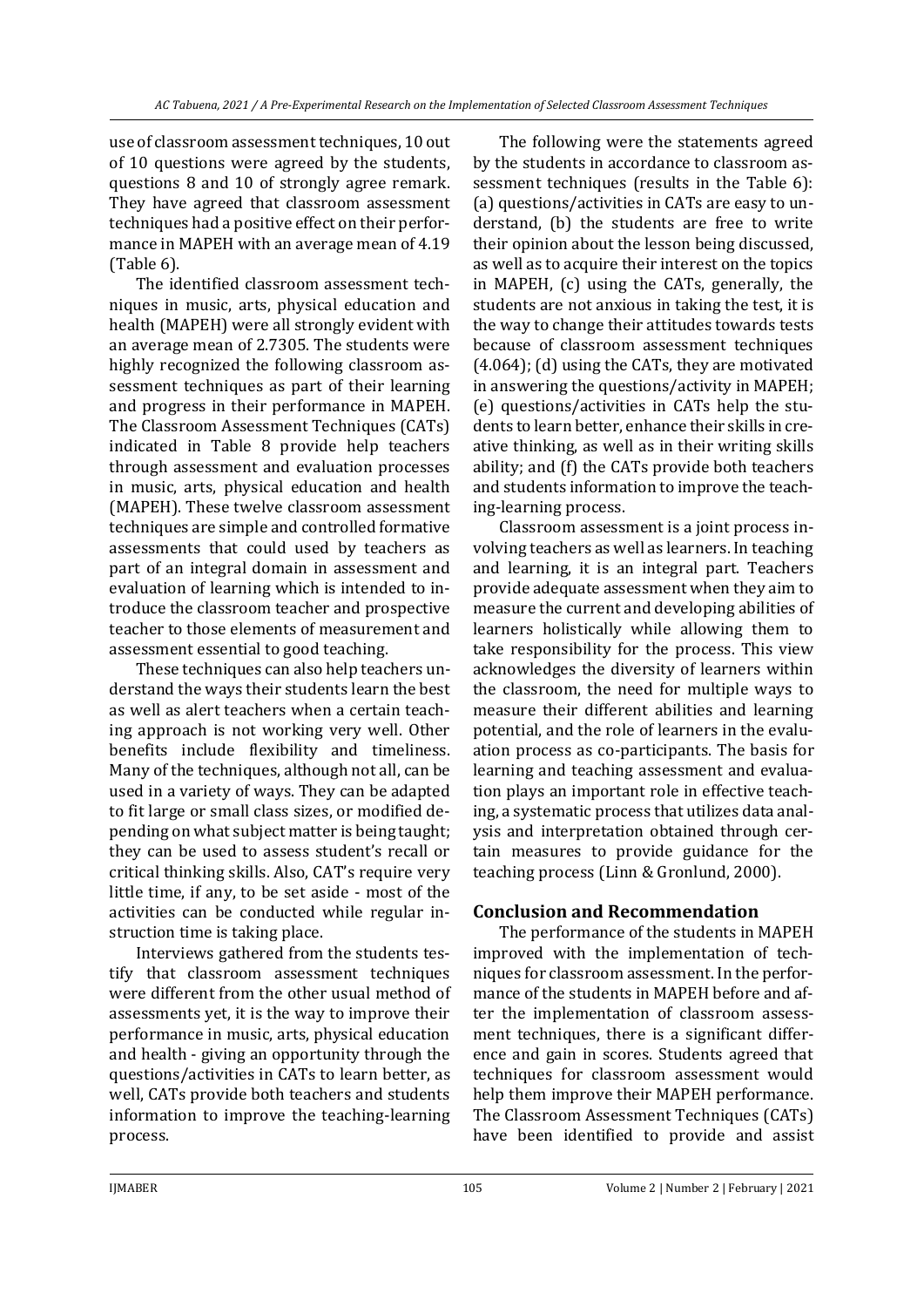use of classroom assessment techniques, 10 out of 10 questions were agreed by the students, questions 8 and 10 of strongly agree remark. They have agreed that classroom assessment techniques had a positive effect on their performance in MAPEH with an average mean of 4.19 (Table 6).

The identified classroom assessment techniques in music, arts, physical education and health (MAPEH) were all strongly evident with an average mean of 2.7305. The students were highly recognized the following classroom assessment techniques as part of their learning and progress in their performance in MAPEH. The Classroom Assessment Techniques (CATs) indicated in Table 8 provide help teachers through assessment and evaluation processes in music, arts, physical education and health (MAPEH). These twelve classroom assessment techniques are simple and controlled formative assessments that could used by teachers as part of an integral domain in assessment and evaluation of learning which is intended to introduce the classroom teacher and prospective teacher to those elements of measurement and assessment essential to good teaching.

These techniques can also help teachers understand the ways their students learn the best as well as alert teachers when a certain teaching approach is not working very well. Other benefits include flexibility and timeliness. Many of the techniques, although not all, can be used in a variety of ways. They can be adapted to fit large or small class sizes, or modified depending on what subject matter is being taught; they can be used to assess student's recall or critical thinking skills. Also, CAT's require very little time, if any, to be set aside - most of the activities can be conducted while regular instruction time is taking place.

Interviews gathered from the students testify that classroom assessment techniques were different from the other usual method of assessments yet, it is the way to improve their performance in music, arts, physical education and health - giving an opportunity through the questions/activities in CATs to learn better, as well, CATs provide both teachers and students information to improve the teaching-learning process.

The following were the statements agreed by the students in accordance to classroom assessment techniques (results in the Table 6): (a) questions/activities in CATs are easy to understand, (b) the students are free to write their opinion about the lesson being discussed, as well as to acquire their interest on the topics in MAPEH, (c) using the CATs, generally, the students are not anxious in taking the test, it is the way to change their attitudes towards tests because of classroom assessment techniques (4.064); (d) using the CATs, they are motivated in answering the questions/activity in MAPEH; (e) questions/activities in CATs help the students to learn better, enhance their skills in creative thinking, as well as in their writing skills ability; and (f) the CATs provide both teachers and students information to improve the teaching-learning process.

Classroom assessment is a joint process involving teachers as well as learners. In teaching and learning, it is an integral part. Teachers provide adequate assessment when they aim to measure the current and developing abilities of learners holistically while allowing them to take responsibility for the process. This view acknowledges the diversity of learners within the classroom, the need for multiple ways to measure their different abilities and learning potential, and the role of learners in the evaluation process as co-participants. The basis for learning and teaching assessment and evaluation plays an important role in effective teaching, a systematic process that utilizes data analysis and interpretation obtained through certain measures to provide guidance for the teaching process (Linn & Gronlund, 2000).

## Conclusion and Recommendation

The performance of the students in MAPEH improved with the implementation of techniques for classroom assessment. In the performance of the students in MAPEH before and after the implementation of classroom assessment techniques, there is a significant difference and gain in scores. Students agreed that techniques for classroom assessment would help them improve their MAPEH performance. The Classroom Assessment Techniques (CATs) have been identified to provide and assist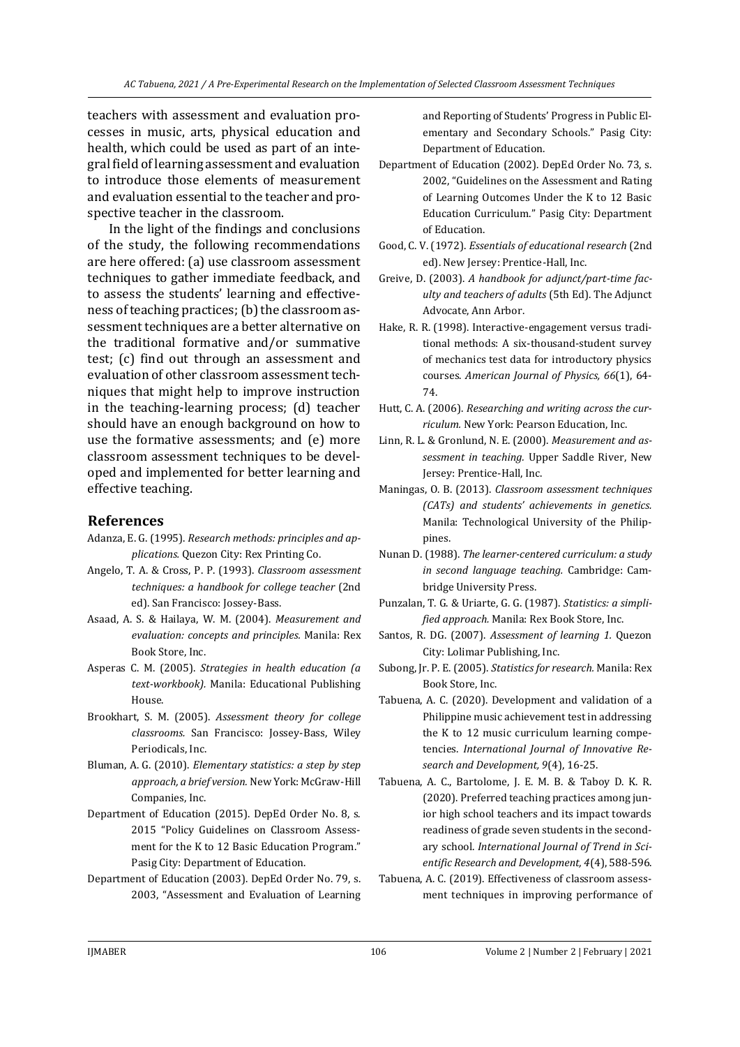teachers with assessment and evaluation processes in music, arts, physical education and health, which could be used as part of an integral field of learning assessment and evaluation to introduce those elements of measurement and evaluation essential to the teacher and prospective teacher in the classroom.

In the light of the findings and conclusions of the study, the following recommendations are here offered: (a) use classroom assessment techniques to gather immediate feedback, and to assess the students' learning and effectiveness of teaching practices; (b) the classroom assessment techniques are a better alternative on the traditional formative and/or summative test; (c) find out through an assessment and evaluation of other classroom assessment techniques that might help to improve instruction in the teaching-learning process; (d) teacher should have an enough background on how to use the formative assessments; and (e) more classroom assessment techniques to be developed and implemented for better learning and effective teaching.

## References

Adanza, E. G. (1995). *Research methods: principles and applications.* Quezon City: Rex Printing Co.

Angelo, T. A. & Cross, P. P. (1993). *Classroom assessment techniques: a handbook for college teacher* (2nd ed). San Francisco: Jossey-Bass.

Asaad, A. S. & Hailaya, W. M. (2004). *Measurement and evaluation: concepts and principles.* Manila: Rex Book Store, Inc.

Asperas C. M. (2005). *Strategies in health education (a text-workbook).* Manila: Educational Publishing House.

Brookhart, S. M. (2005). *Assessment theory for college classrooms.* San Francisco: Jossey-Bass, Wiley Periodicals, Inc.

Bluman, A. G. (2010). *Elementary statistics: a step by step approach, a brief version.* New York: McGraw-Hill Companies, Inc.

Department of Education (2015). DepEd Order No. 8, s. 2015 "Policy Guidelines on Classroom Assessment for the K to 12 Basic Education Program." Pasig City: Department of Education.

Department of Education (2003). DepEd Order No. 79, s. 2003, "Assessment and Evaluation of Learning and Reporting of Students' Progress in Public Elementary and Secondary Schools." Pasig City: Department of Education.

Department of Education (2002). DepEd Order No. 73, s. 2002, "Guidelines on the Assessment and Rating of Learning Outcomes Under the K to 12 Basic Education Curriculum." Pasig City: Department of Education.

Good, C. V. (1972). *Essentials of educational research* (2nd ed). New Jersey: Prentice-Hall, Inc.

Greive, D. (2003). *A handbook for adjunct/part-time faculty and teachers of adults* (5th Ed). The Adjunct Advocate, Ann Arbor.

Hake, R. R. (1998). Interactive-engagement versus traditional methods: A six-thousand-student survey of mechanics test data for introductory physics courses. *American Journal of Physics, 66*(1), 64-74.

Hutt, C. A. (2006). *Researching and writing across the curriculum.* New York: Pearson Education, Inc.

Linn, R. L. & Gronlund, N. E. (2000). *Measurement and assessment in teaching.* Upper Saddle River, New Jersey: Prentice-Hall, Inc.

Maningas, O. B. (2013). *Classroom assessment techniques (CATs) and students' achievements in genetics.* Manila: Technological University of the Philippines.

Nunan D. (1988). *The learner-centered curriculum: a study in second language teaching.* Cambridge: Cambridge University Press.

Punzalan, T. G. & Uriarte, G. G. (1987). *Statistics: a simplified approach.* Manila: Rex Book Store, Inc.

Santos, R. DG. (2007). *Assessment of learning 1.* Quezon City: Lolimar Publishing, Inc.

Subong, Jr. P. E. (2005). *Statistics for research.* Manila: Rex Book Store, Inc.

Tabuena, A. C. (2020). Development and validation of a Philippine music achievement test in addressing the K to 12 music curriculum learning competencies. *International Journal of Innovative Research and Development, 9*(4), 16-25.

Tabuena, A. C., Bartolome, J. E. M. B. & Taboy D. K. R. (2020). Preferred teaching practices among junior high school teachers and its impact towards readiness of grade seven students in the secondary school. *International Journal of Trend in Scientific Research and Development, 4*(4), 588-596.

Tabuena, A. C. (2019). Effectiveness of classroom assessment techniques in improving performance of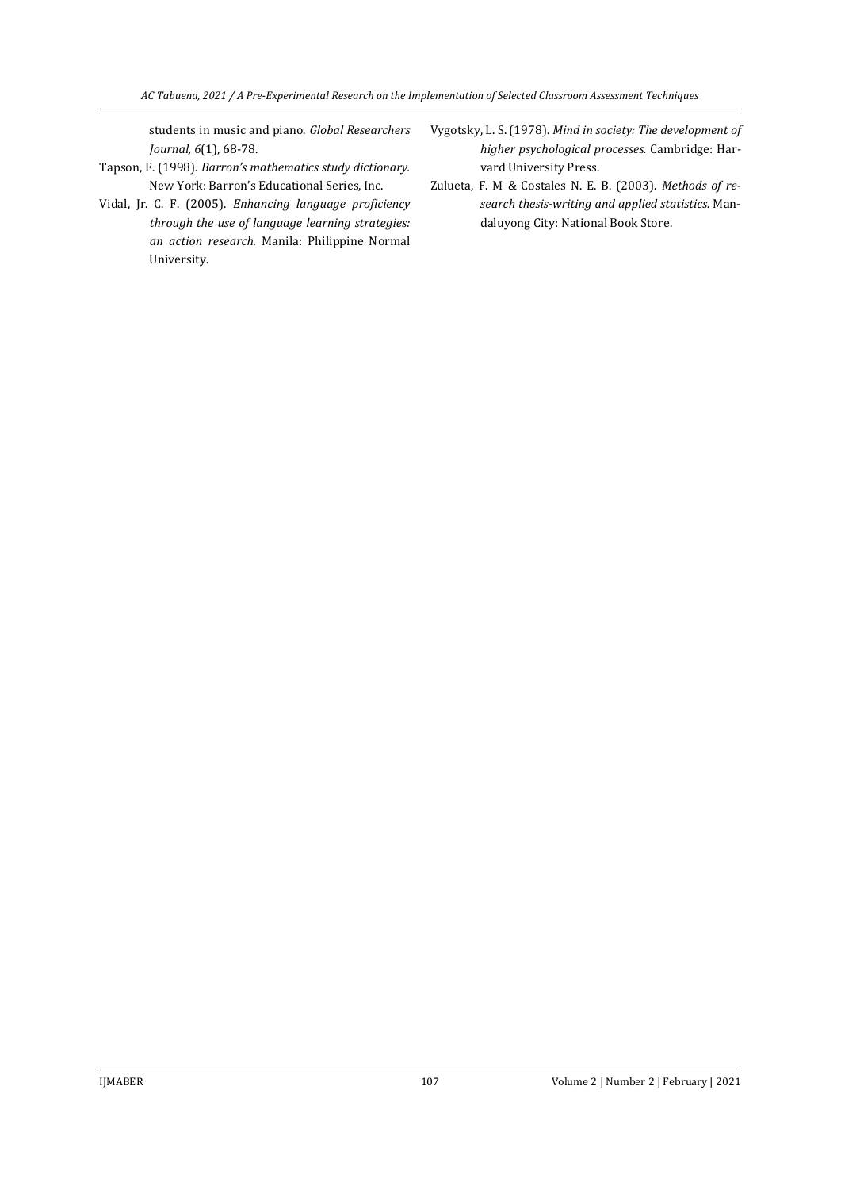students in music and piano. *Global Researchers Journal, 6*(1), 68-78.

Tapson, F. (1998). *Barron's mathematics study dictionary.* New York: Barron's Educational Series, Inc.

Vidal, Jr. C. F. (2005). *Enhancing language proficiency through the use of language learning strategies: an action research.* Manila: Philippine Normal University.

Vygotsky, L. S. (1978). *Mind in society: The development of higher psychological processes.* Cambridge: Harvard University Press.

Zulueta, F. M & Costales N. E. B. (2003). *Methods of research thesis-writing and applied statistics.* Mandaluyong City: National Book Store.